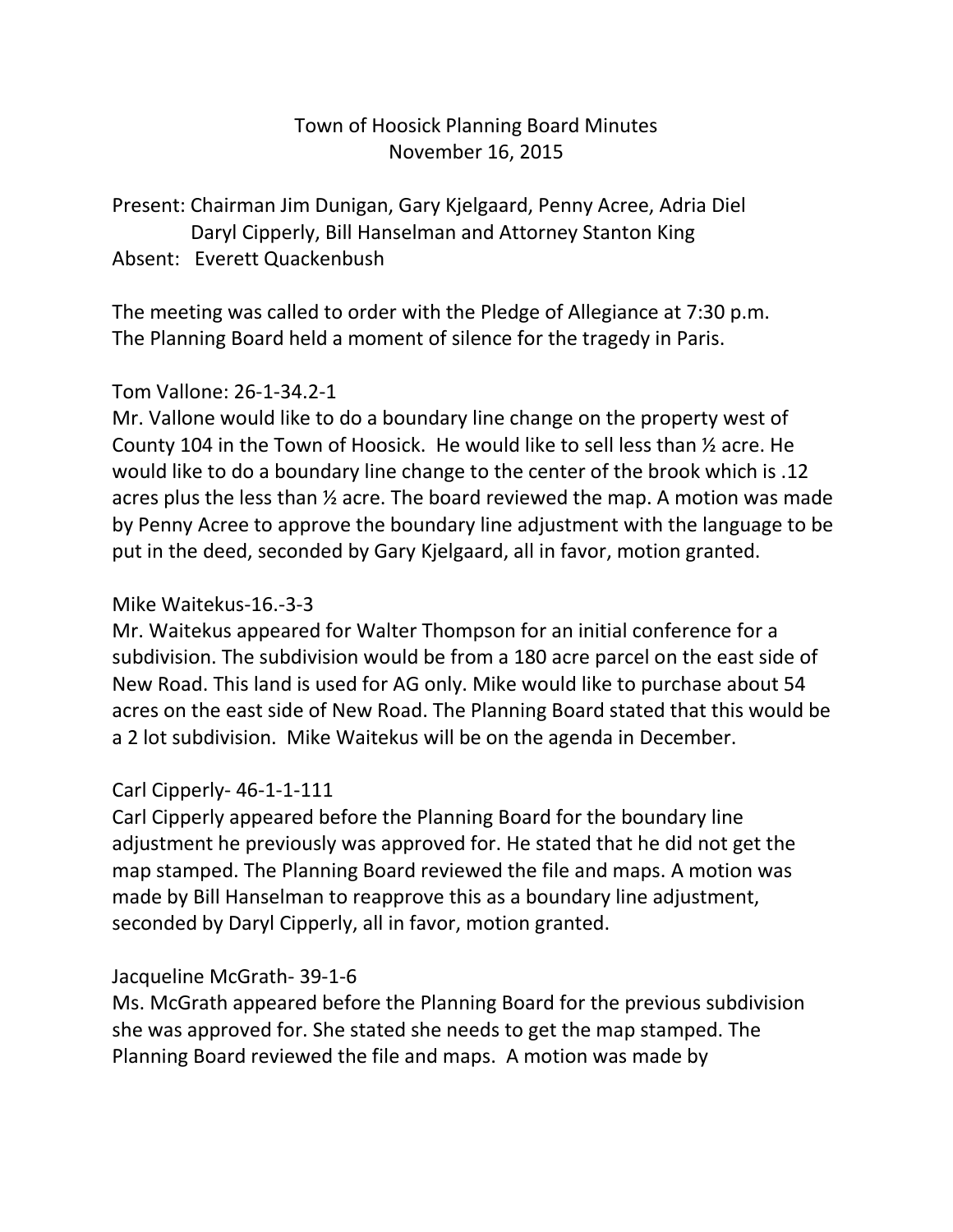# Town of Hoosick Planning Board Minutes
## November 16, 2015

Present: Chairman Jim Dunigan, Gary Kjelgaard, Penny Acree, Adria Diel
Daryl Cipperly, Bill Hanselman and Attorney Stanton King
Absent: Everett Quackenbush

The meeting was called to order with the Pledge of Allegiance at 7:30 p.m.
The Planning Board held a moment of silence for the tragedy in Paris.

Tom Vallone: 26-1-34.2-1
Mr. Vallone would like to do a boundary line change on the property west of County 104 in the Town of Hoosick. He would like to sell less than ½ acre. He would like to do a boundary line change to the center of the brook which is .12 acres plus the less than ½ acre. The board reviewed the map. A motion was made by Penny Acree to approve the boundary line adjustment with the language to be put in the deed, seconded by Gary Kjelgaard, all in favor, motion granted.

Mike Waitekus-16.-3-3
Mr. Waitekus appeared for Walter Thompson for an initial conference for a subdivision. The subdivision would be from a 180 acre parcel on the east side of New Road. This land is used for AG only. Mike would like to purchase about 54 acres on the east side of New Road. The Planning Board stated that this would be a 2 lot subdivision. Mike Waitekus will be on the agenda in December.

Carl Cipperly- 46-1-1-111
Carl Cipperly appeared before the Planning Board for the boundary line adjustment he previously was approved for. He stated that he did not get the map stamped. The Planning Board reviewed the file and maps. A motion was made by Bill Hanselman to reapprove this as a boundary line adjustment, seconded by Daryl Cipperly, all in favor, motion granted.

Jacqueline McGrath- 39-1-6
Ms. McGrath appeared before the Planning Board for the previous subdivision she was approved for. She stated she needs to get the map stamped. The Planning Board reviewed the file and maps. A motion was made by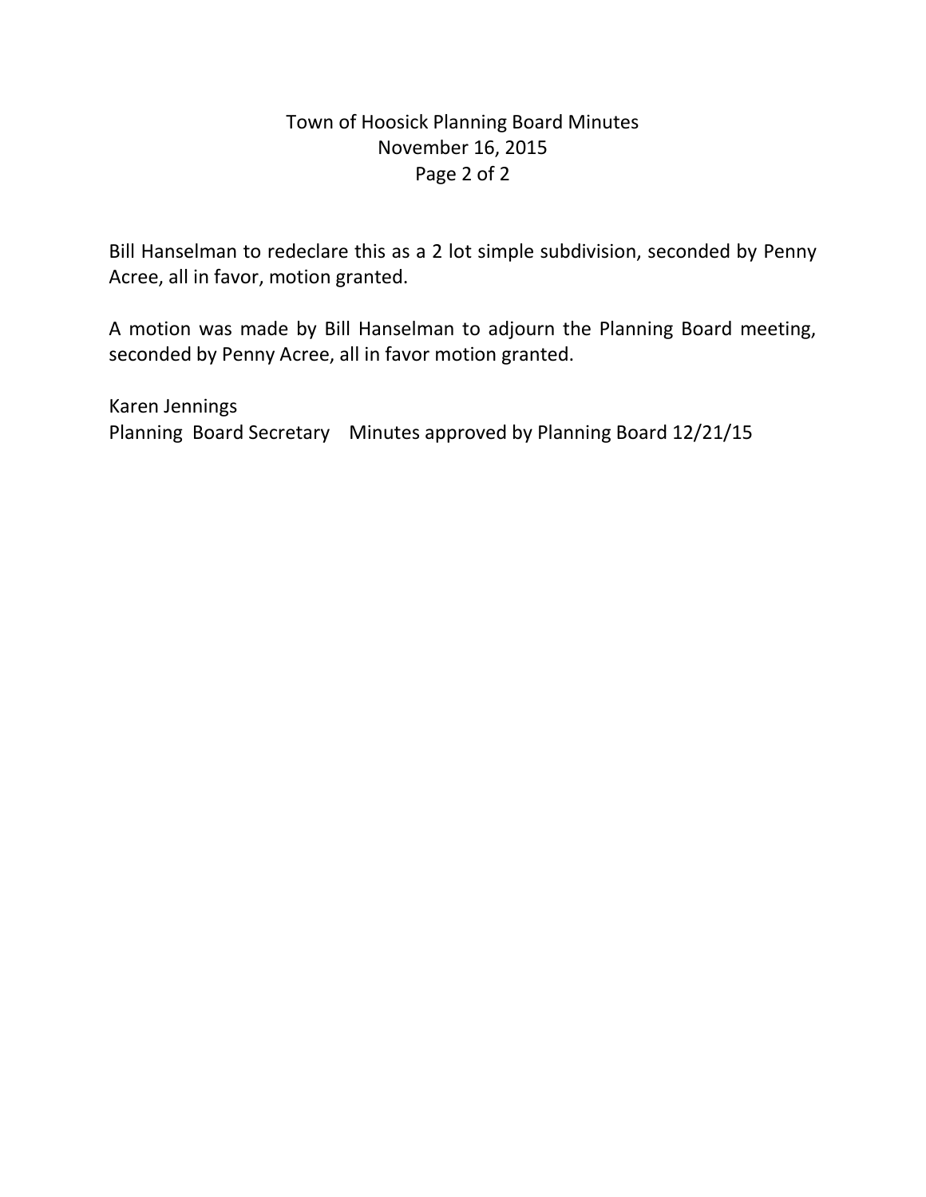Bill Hanselman to redeclare this as a 2 lot simple subdivision, seconded by Penny Acree, all in favor, motion granted.

A motion was made by Bill Hanselman to adjourn the Planning Board meeting, seconded by Penny Acree, all in favor motion granted.

Karen Jennings
Planning Board Secretary    Minutes approved by Planning Board 12/21/15